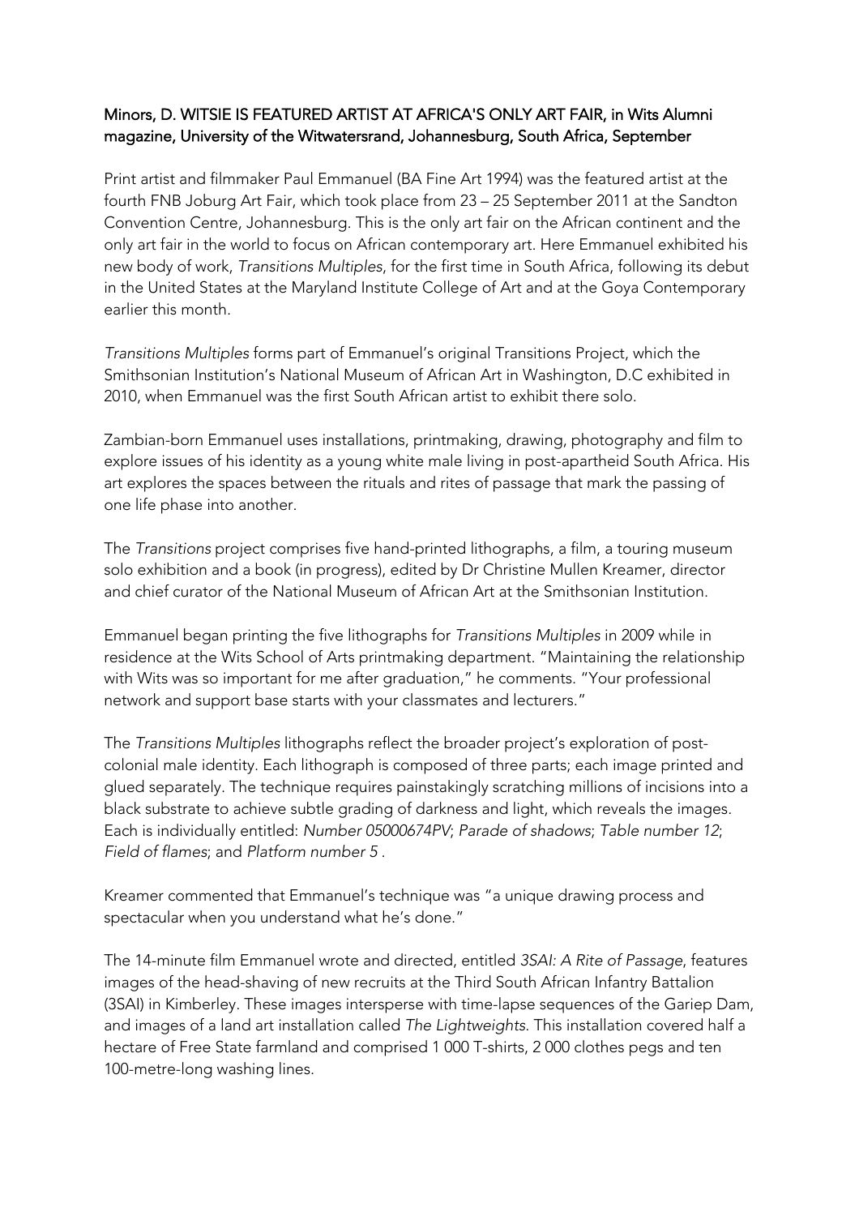Minors, D. WITSIE IS FEATURED ARTIST AT AFRICA'S ONLY ART FAIR, in Wits Alumni magazine, University of the Witwatersrand, Johannesburg, South Africa, September

Print artist and filmmaker Paul Emmanuel (BA Fine Art 1994) was the featured artist at the fourth FNB Joburg Art Fair, which took place from 23 – 25 September 2011 at the Sandton Convention Centre, Johannesburg. This is the only art fair on the African continent and the only art fair in the world to focus on African contemporary art. Here Emmanuel exhibited his new body of work, *Transitions Multiples*, for the first time in South Africa, following its debut in the United States at the Maryland Institute College of Art and at the Goya Contemporary earlier this month.

*Transitions Multiples* forms part of Emmanuel's original Transitions Project, which the Smithsonian Institution's National Museum of African Art in Washington, D.C exhibited in 2010, when Emmanuel was the first South African artist to exhibit there solo.

Zambian-born Emmanuel uses installations, printmaking, drawing, photography and film to explore issues of his identity as a young white male living in post-apartheid South Africa. His art explores the spaces between the rituals and rites of passage that mark the passing of one life phase into another.

The *Transitions* project comprises five hand-printed lithographs, a film, a touring museum solo exhibition and a book (in progress), edited by Dr Christine Mullen Kreamer, director and chief curator of the National Museum of African Art at the Smithsonian Institution.

Emmanuel began printing the five lithographs for *Transitions Multiples* in 2009 while in residence at the Wits School of Arts printmaking department. "Maintaining the relationship with Wits was so important for me after graduation," he comments. "Your professional network and support base starts with your classmates and lecturers."

The *Transitions Multiples* lithographs reflect the broader project's exploration of post-colonial male identity. Each lithograph is composed of three parts; each image printed and glued separately. The technique requires painstakingly scratching millions of incisions into a black substrate to achieve subtle grading of darkness and light, which reveals the images. Each is individually entitled: *Number 05000674PV*; *Parade of shadows*; *Table number 12*; *Field of flames*; and *Platform number 5* .

Kreamer commented that Emmanuel's technique was "a unique drawing process and spectacular when you understand what he's done."

The 14-minute film Emmanuel wrote and directed, entitled *3SAI: A Rite of Passage*, features images of the head-shaving of new recruits at the Third South African Infantry Battalion (3SAI) in Kimberley. These images intersperse with time-lapse sequences of the Gariep Dam, and images of a land art installation called *The Lightweights*. This installation covered half a hectare of Free State farmland and comprised 1 000 T-shirts, 2 000 clothes pegs and ten 100-metre-long washing lines.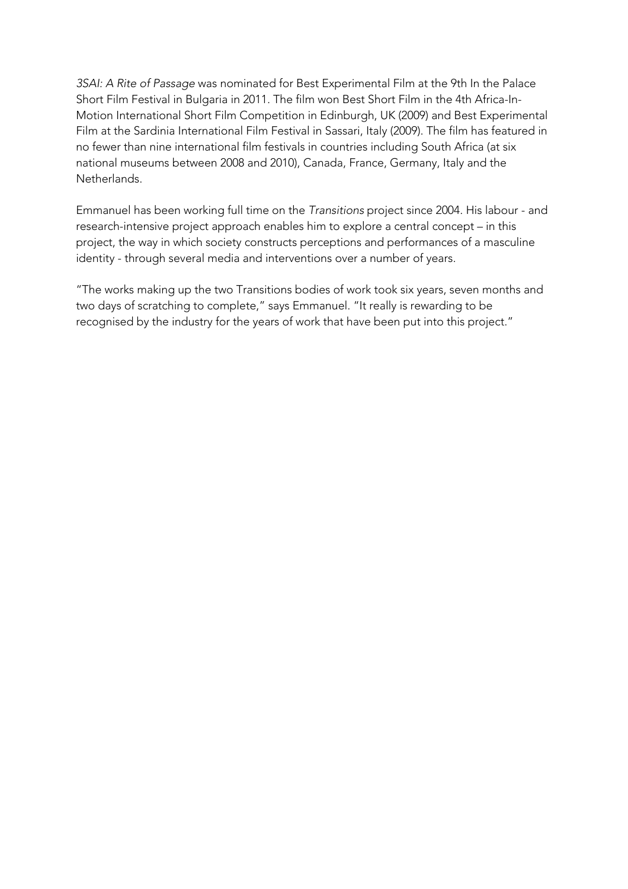*3SAI: A Rite of Passage* was nominated for Best Experimental Film at the 9th In the Palace Short Film Festival in Bulgaria in 2011. The film won Best Short Film in the 4th Africa-In-Motion International Short Film Competition in Edinburgh, UK (2009) and Best Experimental Film at the Sardinia International Film Festival in Sassari, Italy (2009). The film has featured in no fewer than nine international film festivals in countries including South Africa (at six national museums between 2008 and 2010), Canada, France, Germany, Italy and the Netherlands.

Emmanuel has been working full time on the *Transitions* project since 2004. His labour - and research-intensive project approach enables him to explore a central concept – in this project, the way in which society constructs perceptions and performances of a masculine identity - through several media and interventions over a number of years.

"The works making up the two Transitions bodies of work took six years, seven months and two days of scratching to complete," says Emmanuel. "It really is rewarding to be recognised by the industry for the years of work that have been put into this project."